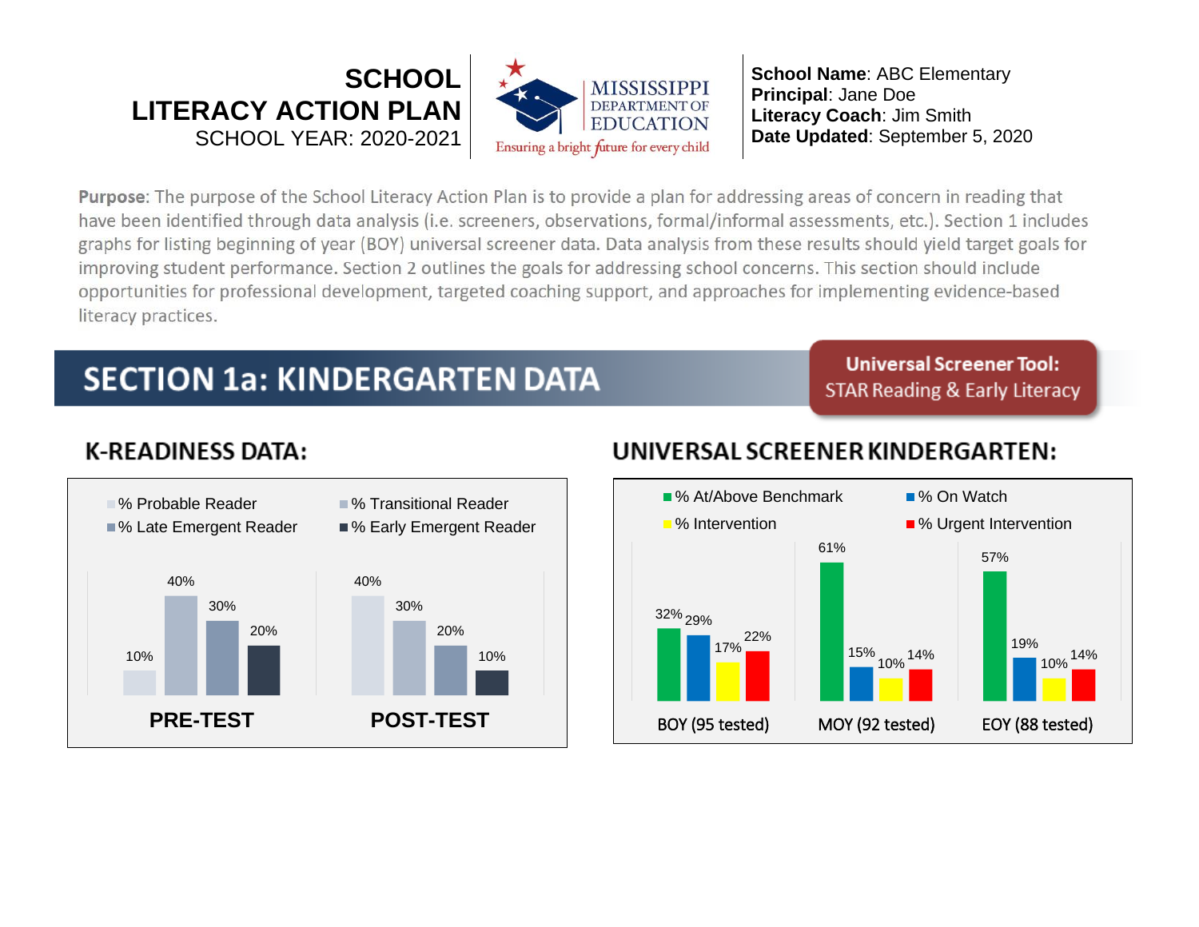# SCHOOL LITERACY ACTION PLAN

SCHOOL YEAR: 2020-2021

MISSISSIPPI DEPARTMENT OF EDUCATION
Ensuring a bright future for every child

**School Name**: ABC Elementary
**Principal**: Jane Doe
**Literacy Coach**: Jim Smith
**Date Updated**: September 5, 2020

**Purpose**: The purpose of the School Literacy Action Plan is to provide a plan for addressing areas of concern in reading that have been identified through data analysis (i.e. screeners, observations, formal/informal assessments, etc.). Section 1 includes graphs for listing beginning of year (BOY) universal screener data. Data analysis from these results should yield target goals for improving student performance. Section 2 outlines the goals for addressing school concerns. This section should include opportunities for professional development, targeted coaching support, and approaches for implementing evidence-based literacy practices.

## SECTION 1a: KINDERGARTEN DATA

**Universal Screener Tool:** STAR Reading & Early Literacy

### K-READINESS DATA:

| | % Probable Reader | % Transitional Reader | % Late Emergent Reader | % Early Emergent Reader |
|---|---|---|---|---|
| PRE-TEST | 10% | 40% | 30% | 20% |
| POST-TEST | 40% | 30% | 20% | 10% |

### UNIVERSAL SCREENER KINDERGARTEN:

| | % At/Above Benchmark | % On Watch | % Intervention | % Urgent Intervention |
|---|---|---|---|---|
| BOY (95 tested) | 32% | 29% | 17% | 22% |
| MOY (92 tested) | 61% | 15% | 10% | 14% |
| EOY (88 tested) | 57% | 19% | 10% | 14% |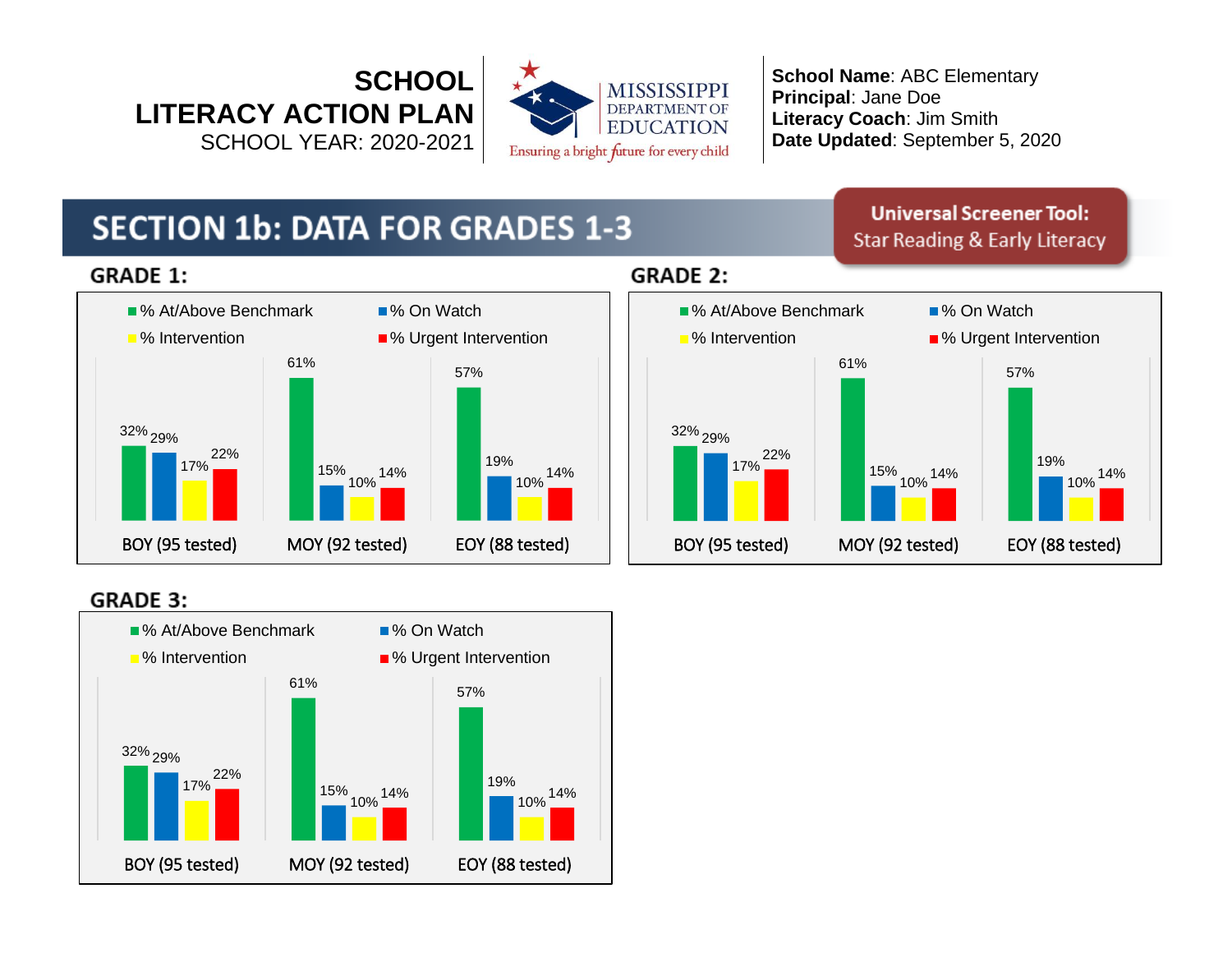**SCHOOL LITERACY ACTION PLAN**
SCHOOL YEAR: 2020-2021

MISSISSIPPI DEPARTMENT OF EDUCATION
Ensuring a bright future for every child

**School Name**: ABC Elementary
**Principal**: Jane Doe
**Literacy Coach**: Jim Smith
**Date Updated**: September 5, 2020

# SECTION 1b: DATA FOR GRADES 1-3

**Universal Screener Tool:** Star Reading & Early Literacy

## GRADE 1:

| | % At/Above Benchmark | % On Watch | % Intervention | % Urgent Intervention |
|---|---|---|---|---|
| BOY (95 tested) | 32% | 29% | 17% | 22% |
| MOY (92 tested) | 61% | 15% | 10% | 14% |
| EOY (88 tested) | 57% | 19% | 10% | 14% |

## GRADE 2:

| | % At/Above Benchmark | % On Watch | % Intervention | % Urgent Intervention |
|---|---|---|---|---|
| BOY (95 tested) | 32% | 29% | 17% | 22% |
| MOY (92 tested) | 61% | 15% | 10% | 14% |
| EOY (88 tested) | 57% | 19% | 10% | 14% |

## GRADE 3:

| | % At/Above Benchmark | % On Watch | % Intervention | % Urgent Intervention |
|---|---|---|---|---|
| BOY (95 tested) | 32% | 29% | 17% | 22% |
| MOY (92 tested) | 61% | 15% | 10% | 14% |
| EOY (88 tested) | 57% | 19% | 10% | 14% |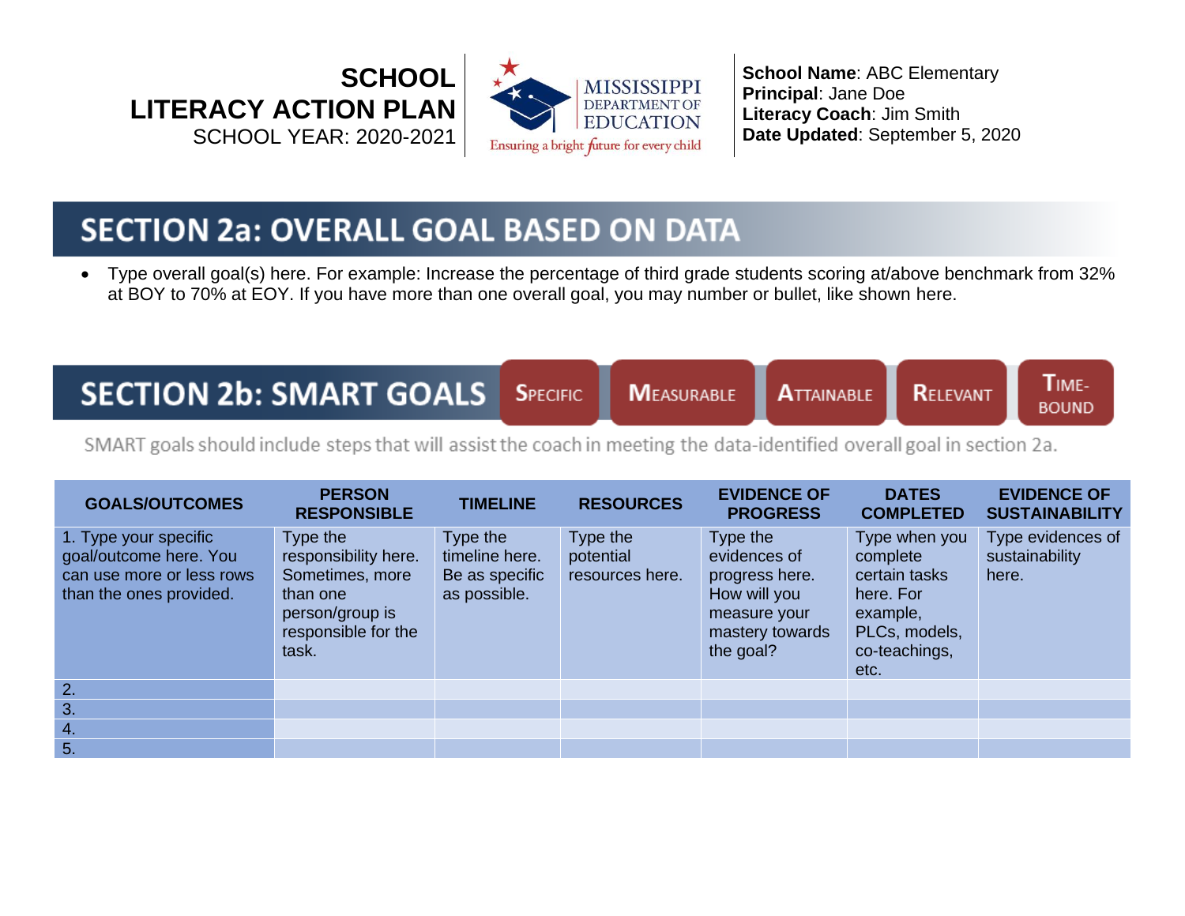# SCHOOL LITERACY ACTION PLAN

SCHOOL YEAR: 2020-2021

MISSISSIPPI DEPARTMENT OF EDUCATION
Ensuring a bright future for every child

**School Name**: ABC Elementary
**Principal**: Jane Doe
**Literacy Coach**: Jim Smith
**Date Updated**: September 5, 2020

## SECTION 2a: OVERALL GOAL BASED ON DATA

- Type overall goal(s) here. For example: Increase the percentage of third grade students scoring at/above benchmark from 32% at BOY to 70% at EOY. If you have more than one overall goal, you may number or bullet, like shown here.

## SECTION 2b: SMART GOALS

SPECIFIC | MEASURABLE | ATTAINABLE | RELEVANT | TIME-BOUND

SMART goals should include steps that will assist the coach in meeting the data-identified overall goal in section 2a.

| GOALS/OUTCOMES | PERSON RESPONSIBLE | TIMELINE | RESOURCES | EVIDENCE OF PROGRESS | DATES COMPLETED | EVIDENCE OF SUSTAINABILITY |
|---|---|---|---|---|---|---|
| 1. Type your specific goal/outcome here. You can use more or less rows than the ones provided. | Type the responsibility here. Sometimes, more than one person/group is responsible for the task. | Type the timeline here. Be as specific as possible. | Type the potential resources here. | Type the evidences of progress here. How will you measure your mastery towards the goal? | Type when you complete certain tasks here. For example, PLCs, models, co-teachings, etc. | Type evidences of sustainability here. |
| 2. | | | | | | |
| 3. | | | | | | |
| 4. | | | | | | |
| 5. | | | | | | |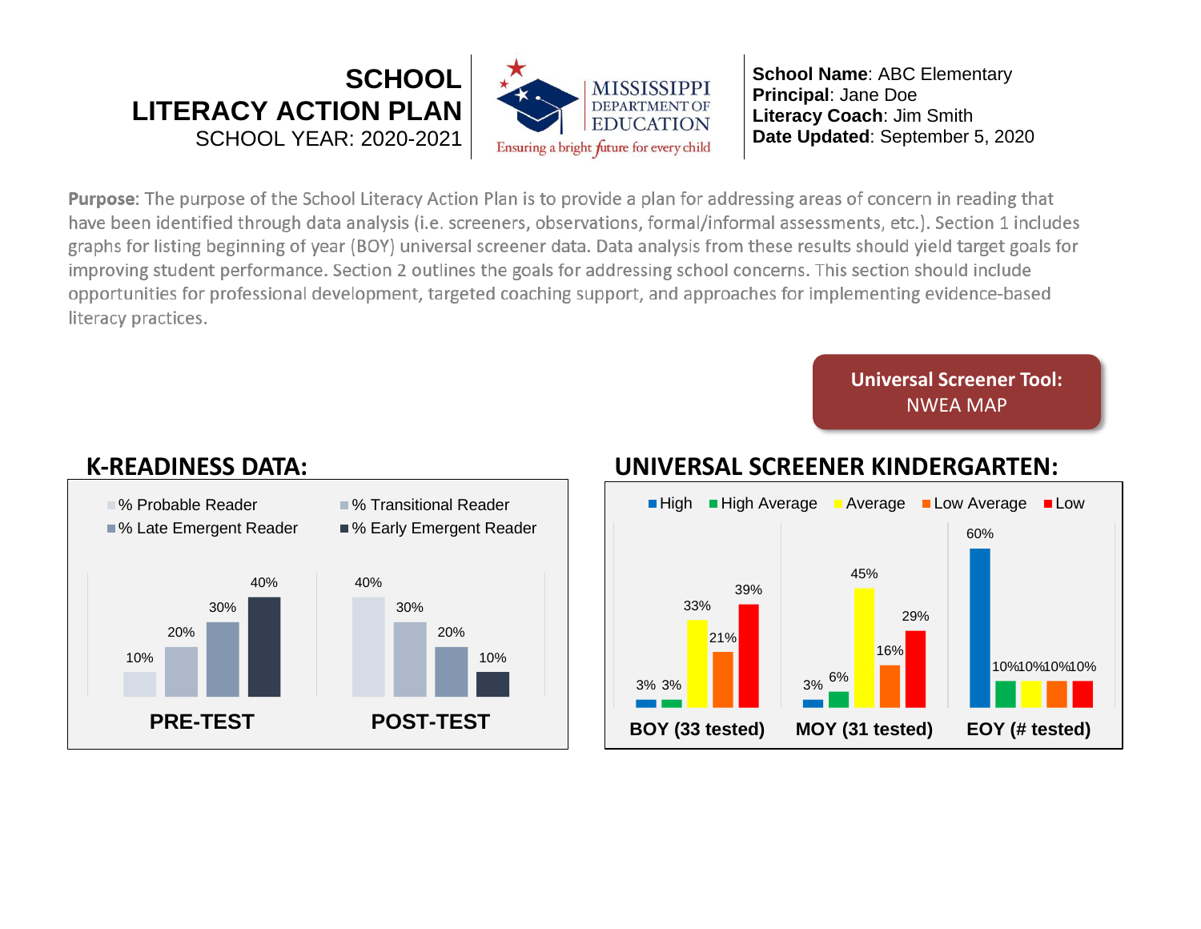# SCHOOL LITERACY ACTION PLAN

SCHOOL YEAR: 2020-2021

MISSISSIPPI DEPARTMENT OF EDUCATION
Ensuring a bright future for every child

**School Name**: ABC Elementary
**Principal**: Jane Doe
**Literacy Coach**: Jim Smith
**Date Updated**: September 5, 2020

**Purpose**: The purpose of the School Literacy Action Plan is to provide a plan for addressing areas of concern in reading that have been identified through data analysis (i.e. screeners, observations, formal/informal assessments, etc.). Section 1 includes graphs for listing beginning of year (BOY) universal screener data. Data analysis from these results should yield target goals for improving student performance. Section 2 outlines the goals for addressing school concerns. This section should include opportunities for professional development, targeted coaching support, and approaches for implementing evidence-based literacy practices.

**Universal Screener Tool:** NWEA MAP

## K-READINESS DATA:

| | % Probable Reader | % Transitional Reader | % Late Emergent Reader | % Early Emergent Reader |
|---|---|---|---|---|
| PRE-TEST | 10% | 20% | 30% | 40% |
| POST-TEST | 40% | 30% | 20% | 10% |

## UNIVERSAL SCREENER KINDERGARTEN:

| | High | High Average | Average | Low Average | Low |
|---|---|---|---|---|---|
| BOY (33 tested) | 3% | 3% | 33% | 21% | 39% |
| MOY (31 tested) | 3% | 6% | 45% | 16% | 29% |
| EOY (# tested) | 60% | 10% | 10% | 10% | 10% |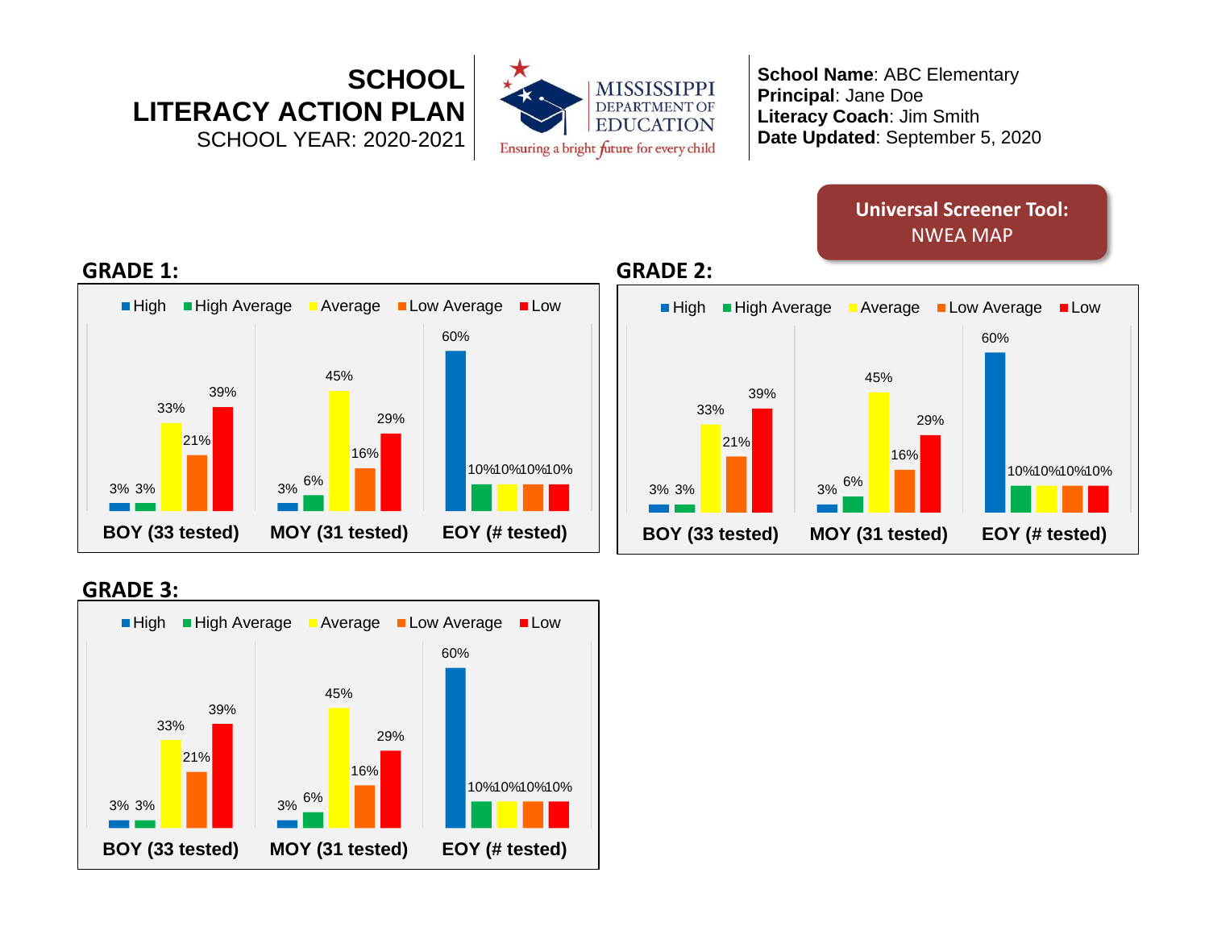# SCHOOL LITERACY ACTION PLAN

SCHOOL YEAR: 2020-2021

MISSISSIPPI DEPARTMENT OF EDUCATION
Ensuring a bright future for every child

**School Name**: ABC Elementary
**Principal**: Jane Doe
**Literacy Coach**: Jim Smith
**Date Updated**: September 5, 2020

**Universal Screener Tool:**
NWEA MAP

## GRADE 1:

| | High | High Average | Average | Low Average | Low |
|---|---|---|---|---|---|
| BOY (33 tested) | 3% | 3% | 33% | 21% | 39% |
| MOY (31 tested) | 3% | 6% | 45% | 16% | 29% |
| EOY (# tested) | 60% | 10% | 10% | 10% | 10% |

## GRADE 2:

| | High | High Average | Average | Low Average | Low |
|---|---|---|---|---|---|
| BOY (33 tested) | 3% | 3% | 33% | 21% | 39% |
| MOY (31 tested) | 3% | 6% | 45% | 16% | 29% |
| EOY (# tested) | 60% | 10% | 10% | 10% | 10% |

## GRADE 3:

| | High | High Average | Average | Low Average | Low |
|---|---|---|---|---|---|
| BOY (33 tested) | 3% | 3% | 33% | 21% | 39% |
| MOY (31 tested) | 3% | 6% | 45% | 16% | 29% |
| EOY (# tested) | 60% | 10% | 10% | 10% | 10% |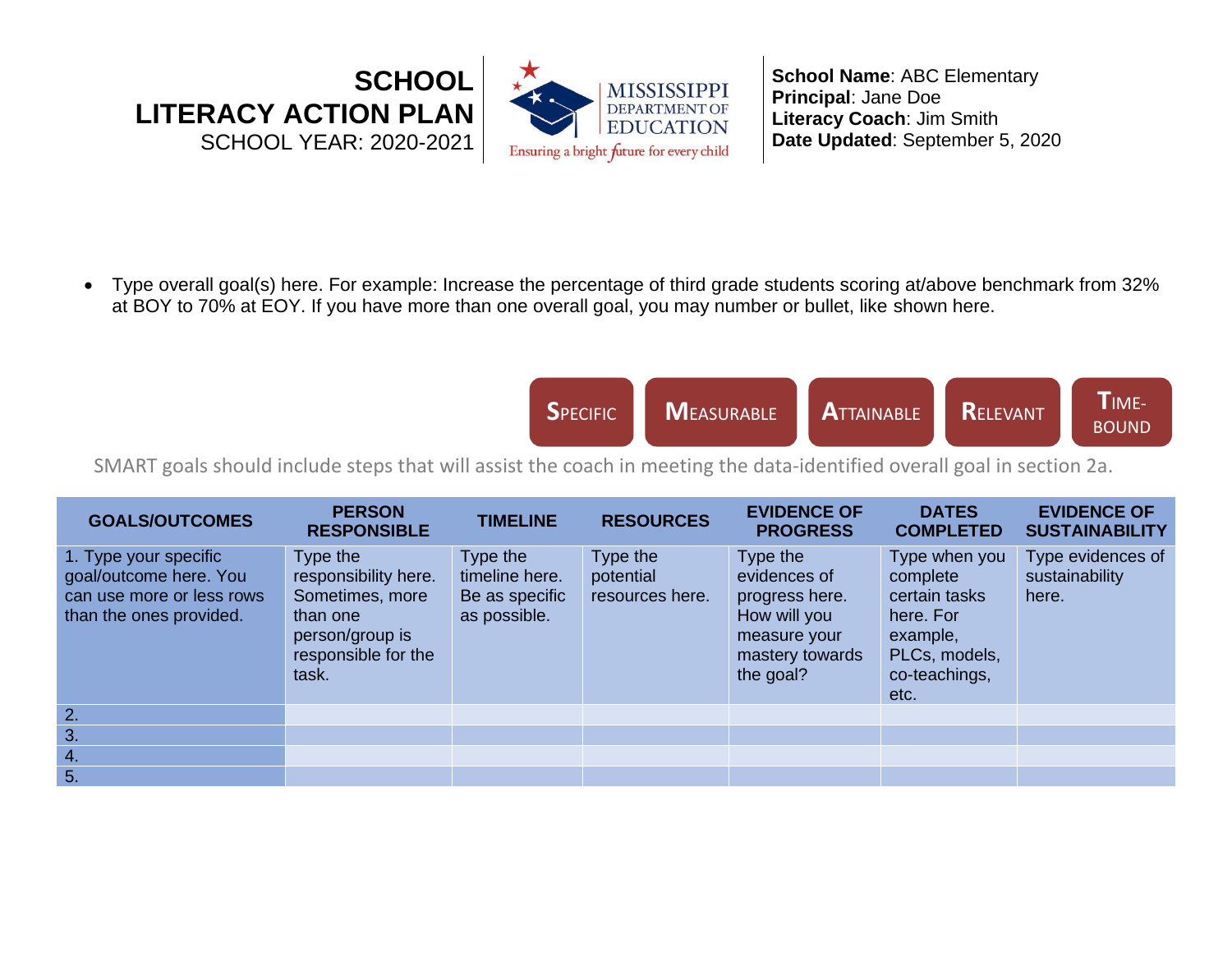# SCHOOL LITERACY ACTION PLAN

SCHOOL YEAR: 2020-2021

MISSISSIPPI DEPARTMENT OF EDUCATION
Ensuring a bright future for every child

**School Name**: ABC Elementary
**Principal**: Jane Doe
**Literacy Coach**: Jim Smith
**Date Updated**: September 5, 2020

- Type overall goal(s) here. For example: Increase the percentage of third grade students scoring at/above benchmark from 32% at BOY to 70% at EOY. If you have more than one overall goal, you may number or bullet, like shown here.

**S**PECIFIC **M**EASURABLE **A**TTAINABLE **R**ELEVANT **T**IME-BOUND

SMART goals should include steps that will assist the coach in meeting the data-identified overall goal in section 2a.

| GOALS/OUTCOMES | PERSON RESPONSIBLE | TIMELINE | RESOURCES | EVIDENCE OF PROGRESS | DATES COMPLETED | EVIDENCE OF SUSTAINABILITY |
|---|---|---|---|---|---|---|
| 1. Type your specific goal/outcome here. You can use more or less rows than the ones provided. | Type the responsibility here. Sometimes, more than one person/group is responsible for the task. | Type the timeline here. Be as specific as possible. | Type the potential resources here. | Type the evidences of progress here. How will you measure your mastery towards the goal? | Type when you complete certain tasks here. For example, PLCs, models, co-teachings, etc. | Type evidences of sustainability here. |
| 2. | | | | | | |
| 3. | | | | | | |
| 4. | | | | | | |
| 5. | | | | | | |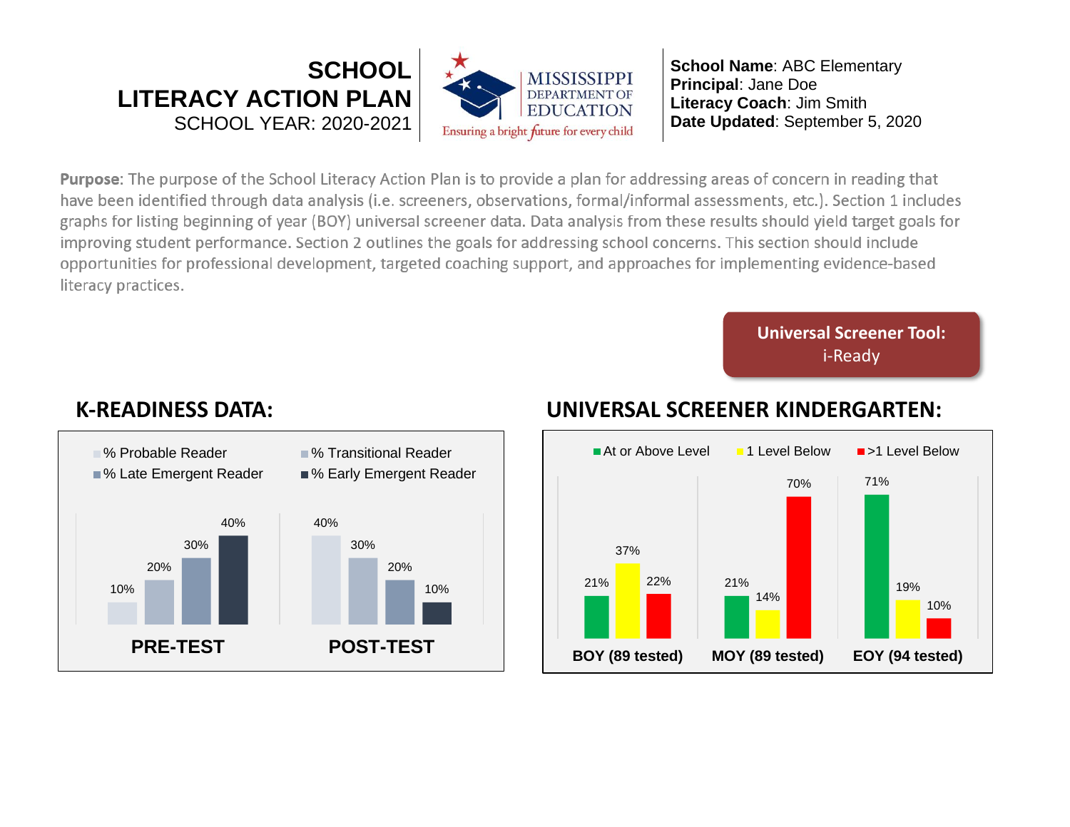# SCHOOL LITERACY ACTION PLAN

SCHOOL YEAR: 2020-2021

MISSISSIPPI DEPARTMENT OF EDUCATION
Ensuring a bright future for every child

**School Name**: ABC Elementary
**Principal**: Jane Doe
**Literacy Coach**: Jim Smith
**Date Updated**: September 5, 2020

**Purpose**: The purpose of the School Literacy Action Plan is to provide a plan for addressing areas of concern in reading that have been identified through data analysis (i.e. screeners, observations, formal/informal assessments, etc.). Section 1 includes graphs for listing beginning of year (BOY) universal screener data. Data analysis from these results should yield target goals for improving student performance. Section 2 outlines the goals for addressing school concerns. This section should include opportunities for professional development, targeted coaching support, and approaches for implementing evidence-based literacy practices.

**Universal Screener Tool:**
i-Ready

## K-READINESS DATA:

| | % Probable Reader | % Transitional Reader | % Late Emergent Reader | % Early Emergent Reader |
|---|---|---|---|---|
| PRE-TEST | 10% | 20% | 30% | 40% |
| POST-TEST | 40% | 30% | 20% | 10% |

## UNIVERSAL SCREENER KINDERGARTEN:

| | At or Above Level | 1 Level Below | >1 Level Below |
|---|---|---|---|
| BOY (89 tested) | 21% | 37% | 22% |
| MOY (89 tested) | 21% | 14% | 70% |
| EOY (94 tested) | 71% | 19% | 10% |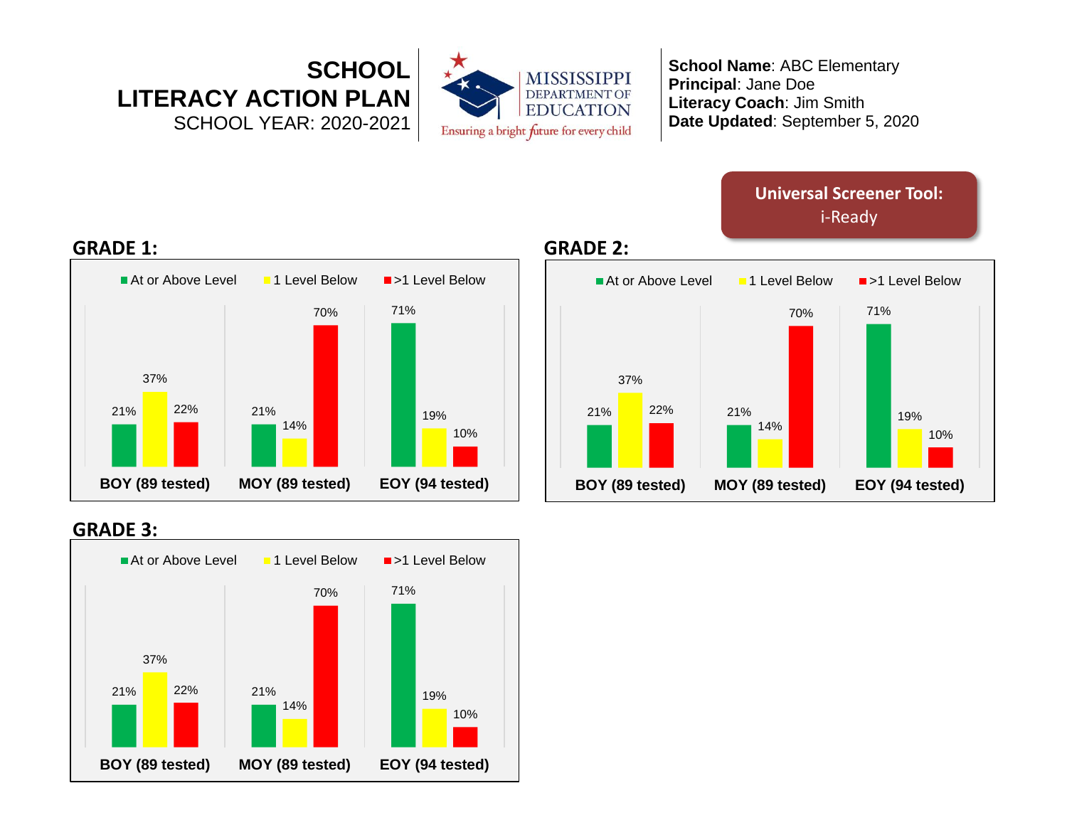# SCHOOL LITERACY ACTION PLAN

SCHOOL YEAR: 2020-2021

MISSISSIPPI DEPARTMENT OF EDUCATION

Ensuring a bright future for every child

**School Name**: ABC Elementary
**Principal**: Jane Doe
**Literacy Coach**: Jim Smith
**Date Updated**: September 5, 2020

**Universal Screener Tool:** i-Ready

## GRADE 1:

| | At or Above Level | 1 Level Below | >1 Level Below |
|---|---|---|---|
| BOY (89 tested) | 21% | 37% | 22% |
| MOY (89 tested) | 21% | 14% | 70% |
| EOY (94 tested) | 71% | 19% | 10% |

## GRADE 2:

| | At or Above Level | 1 Level Below | >1 Level Below |
|---|---|---|---|
| BOY (89 tested) | 21% | 37% | 22% |
| MOY (89 tested) | 21% | 14% | 70% |
| EOY (94 tested) | 71% | 19% | 10% |

## GRADE 3:

| | At or Above Level | 1 Level Below | >1 Level Below |
|---|---|---|---|
| BOY (89 tested) | 21% | 37% | 22% |
| MOY (89 tested) | 21% | 14% | 70% |
| EOY (94 tested) | 71% | 19% | 10% |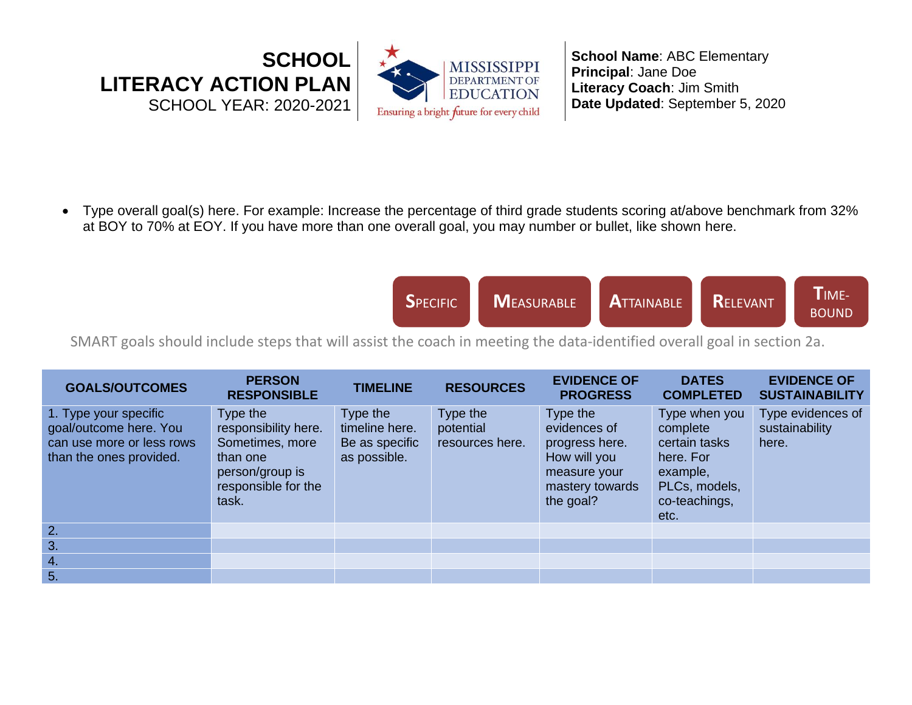# SCHOOL LITERACY ACTION PLAN

SCHOOL YEAR: 2020-2021

MISSISSIPPI DEPARTMENT OF EDUCATION

Ensuring a bright future for every child

**School Name**: ABC Elementary
**Principal**: Jane Doe
**Literacy Coach**: Jim Smith
**Date Updated**: September 5, 2020

- Type overall goal(s) here. For example: Increase the percentage of third grade students scoring at/above benchmark from 32% at BOY to 70% at EOY. If you have more than one overall goal, you may number or bullet, like shown here.

SPECIFIC | MEASURABLE | ATTAINABLE | RELEVANT | TIME-BOUND

SMART goals should include steps that will assist the coach in meeting the data-identified overall goal in section 2a.

| GOALS/OUTCOMES | PERSON RESPONSIBLE | TIMELINE | RESOURCES | EVIDENCE OF PROGRESS | DATES COMPLETED | EVIDENCE OF SUSTAINABILITY |
|---|---|---|---|---|---|---|
| 1. Type your specific goal/outcome here. You can use more or less rows than the ones provided. | Type the responsibility here. Sometimes, more than one person/group is responsible for the task. | Type the timeline here. Be as specific as possible. | Type the potential resources here. | Type the evidences of progress here. How will you measure your mastery towards the goal? | Type when you complete certain tasks here. For example, PLCs, models, co-teachings, etc. | Type evidences of sustainability here. |
| 2. | | | | | | |
| 3. | | | | | | |
| 4. | | | | | | |
| 5. | | | | | | |